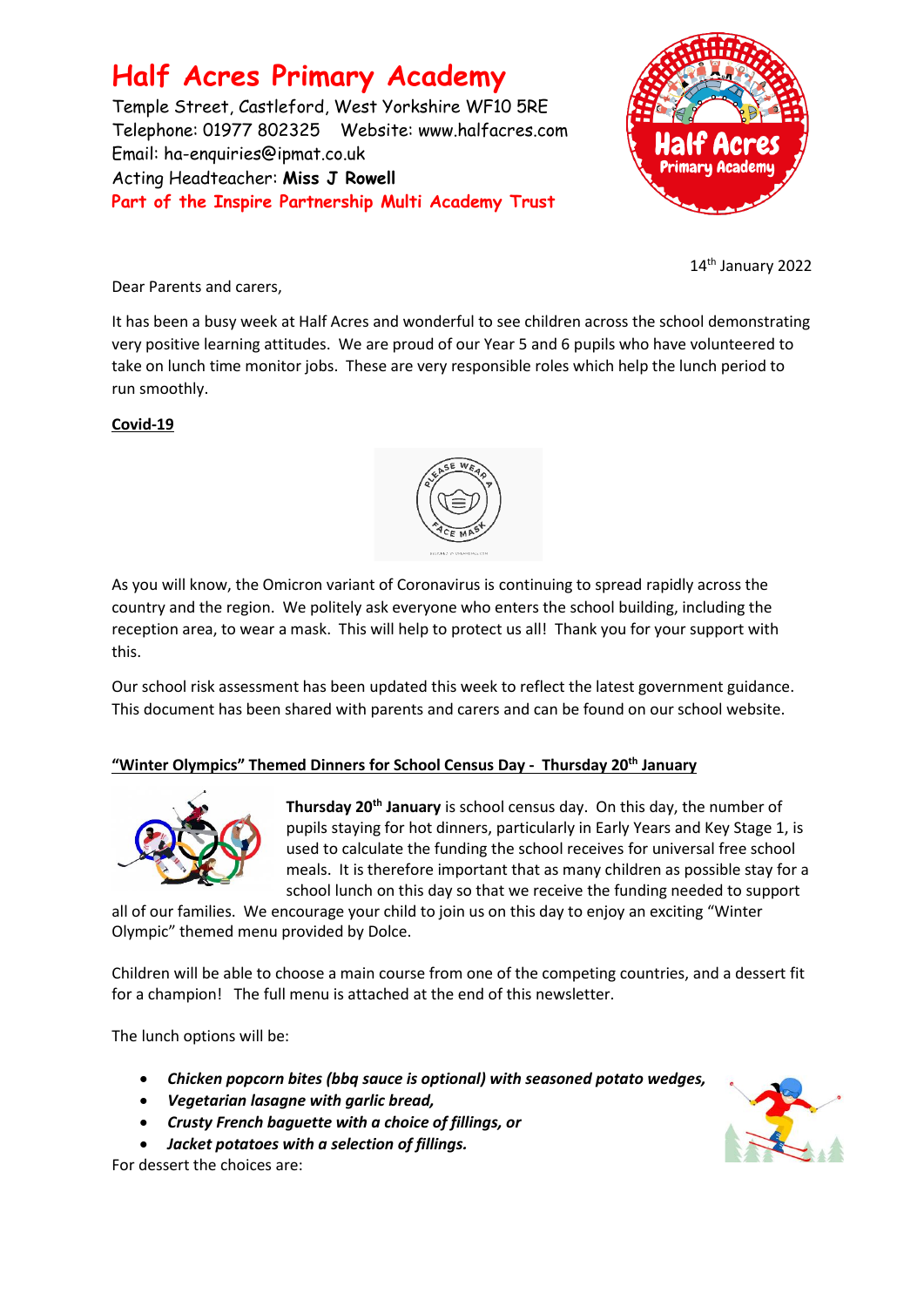# Half Acres Primary Academy

Temple Street, Castleford, West Yorkshire WF10 5RE
Telephone: 01977 802325 Website: www.halfacres.com
Email: ha-enquiries@ipmat.co.uk
Acting Headteacher: **Miss J Rowell**
Part of the Inspire Partnership Multi Academy Trust

14th January 2022

Dear Parents and carers,

It has been a busy week at Half Acres and wonderful to see children across the school demonstrating very positive learning attitudes. We are proud of our Year 5 and 6 pupils who have volunteered to take on lunch time monitor jobs. These are very responsible roles which help the lunch period to run smoothly.

## Covid-19

As you will know, the Omicron variant of Coronavirus is continuing to spread rapidly across the country and the region. We politely ask everyone who enters the school building, including the reception area, to wear a mask. This will help to protect us all! Thank you for your support with this.

Our school risk assessment has been updated this week to reflect the latest government guidance. This document has been shared with parents and carers and can be found on our school website.

## "Winter Olympics" Themed Dinners for School Census Day - Thursday 20th January

**Thursday 20th January** is school census day. On this day, the number of pupils staying for hot dinners, particularly in Early Years and Key Stage 1, is used to calculate the funding the school receives for universal free school meals. It is therefore important that as many children as possible stay for a school lunch on this day so that we receive the funding needed to support all of our families. We encourage your child to join us on this day to enjoy an exciting "Winter Olympic" themed menu provided by Dolce.

Children will be able to choose a main course from one of the competing countries, and a dessert fit for a champion! The full menu is attached at the end of this newsletter.

The lunch options will be:

- ***Chicken popcorn bites (bbq sauce is optional) with seasoned potato wedges,***
- ***Vegetarian lasagne with garlic bread,***
- ***Crusty French baguette with a choice of fillings, or***
- ***Jacket potatoes with a selection of fillings.***

For dessert the choices are: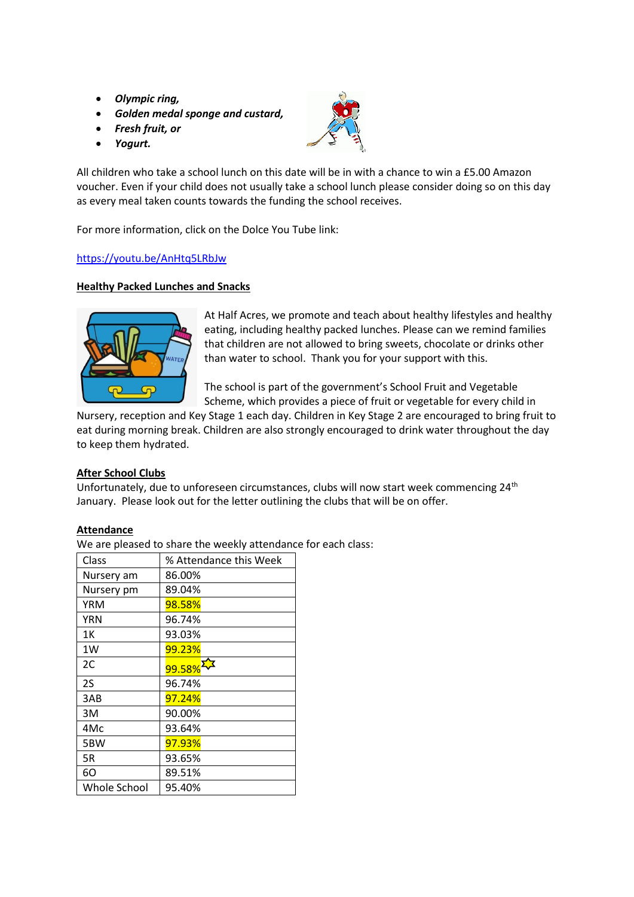- ***Olympic ring,***
- ***Golden medal sponge and custard,***
- ***Fresh fruit, or***
- ***Yogurt.***

All children who take a school lunch on this date will be in with a chance to win a £5.00 Amazon voucher. Even if your child does not usually take a school lunch please consider doing so on this day as every meal taken counts towards the funding the school receives.

For more information, click on the Dolce You Tube link:

[https://youtu.be/AnHtq5LRbJw](https://youtu.be/AnHtq5LRbJw)

**Healthy Packed Lunches and Snacks**

At Half Acres, we promote and teach about healthy lifestyles and healthy eating, including healthy packed lunches. Please can we remind families that children are not allowed to bring sweets, chocolate or drinks other than water to school. Thank you for your support with this.

The school is part of the government's School Fruit and Vegetable Scheme, which provides a piece of fruit or vegetable for every child in Nursery, reception and Key Stage 1 each day. Children in Key Stage 2 are encouraged to bring fruit to eat during morning break. Children are also strongly encouraged to drink water throughout the day to keep them hydrated.

**After School Clubs**

Unfortunately, due to unforeseen circumstances, clubs will now start week commencing 24th January. Please look out for the letter outlining the clubs that will be on offer.

**Attendance**

We are pleased to share the weekly attendance for each class:

| Class | % Attendance this Week |
|---|---|
| Nursery am | 86.00% |
| Nursery pm | 89.04% |
| YRM | 98.58% |
| YRN | 96.74% |
| 1K | 93.03% |
| 1W | 99.23% |
| 2C | 99.58% |
| 2S | 96.74% |
| 3AB | 97.24% |
| 3M | 90.00% |
| 4Mc | 93.64% |
| 5BW | 97.93% |
| 5R | 93.65% |
| 6O | 89.51% |
| Whole School | 95.40% |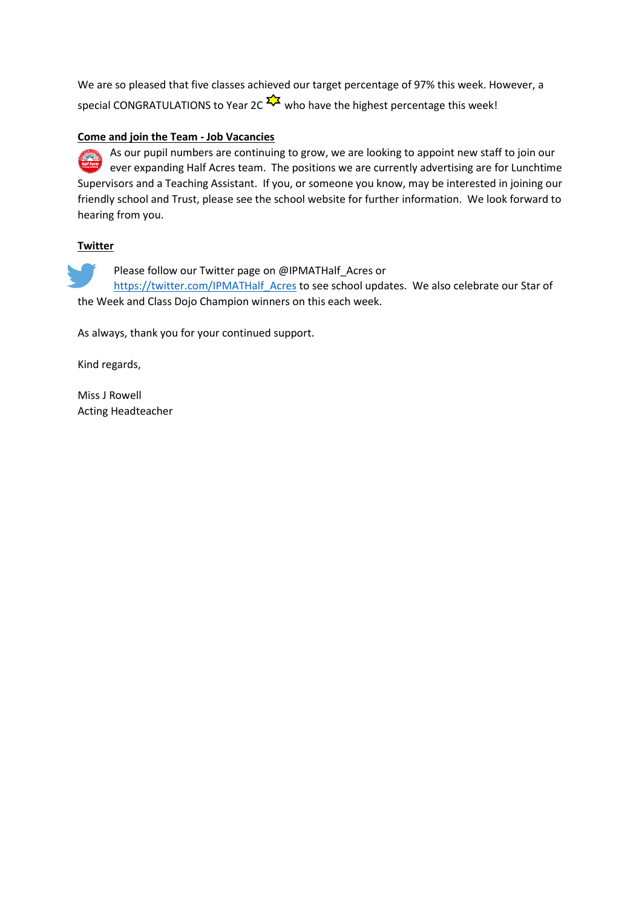We are so pleased that five classes achieved our target percentage of 97% this week. However, a special CONGRATULATIONS to Year 2C who have the highest percentage this week!

**Come and join the Team - Job Vacancies**

As our pupil numbers are continuing to grow, we are looking to appoint new staff to join our ever expanding Half Acres team. The positions we are currently advertising are for Lunchtime Supervisors and a Teaching Assistant. If you, or someone you know, may be interested in joining our friendly school and Trust, please see the school website for further information. We look forward to hearing from you.

**Twitter**

Please follow our Twitter page on @IPMATHalf_Acres or https://twitter.com/IPMATHalf_Acres to see school updates. We also celebrate our Star of the Week and Class Dojo Champion winners on this each week.

As always, thank you for your continued support.

Kind regards,

Miss J Rowell
Acting Headteacher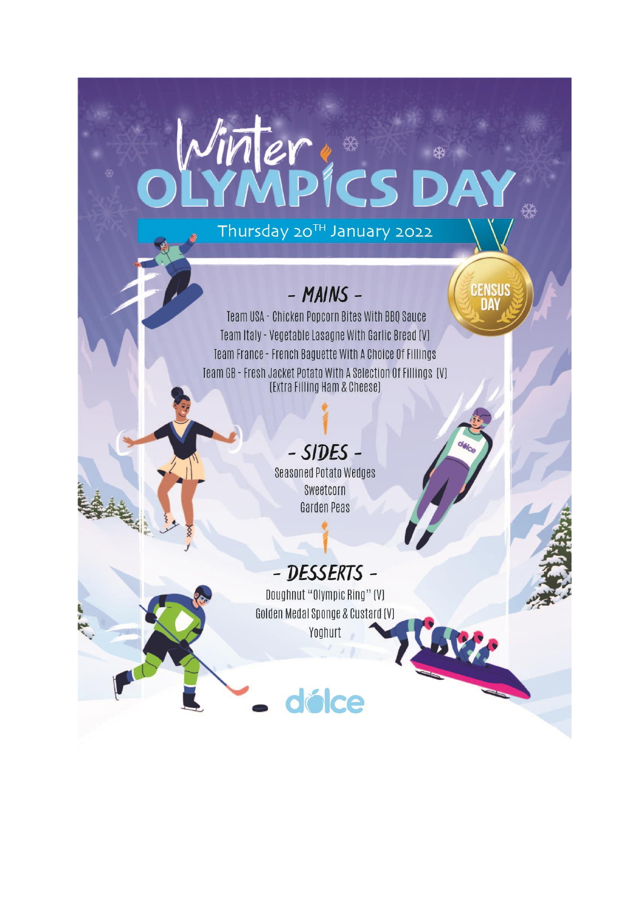# Winter OLYMPICS DAY

Thursday 20TH January 2022

CENSUS DAY

## - MAINS -

Team USA - Chicken Popcorn Bites With BBQ Sauce

Team Italy - Vegetable Lasagne With Garlic Bread (V)

Team France - French Baguette With A Choice Of Fillings

Team GB - Fresh Jacket Potato With A Selection Of Fillings (V)
(Extra Filling Ham & Cheese)

## - SIDES -

Seasoned Potato Wedges

Sweetcorn

Garden Peas

## - DESSERTS -

Doughnut "Olympic Ring" (V)

Golden Medal Sponge & Custard (V)

Yoghurt

dólce